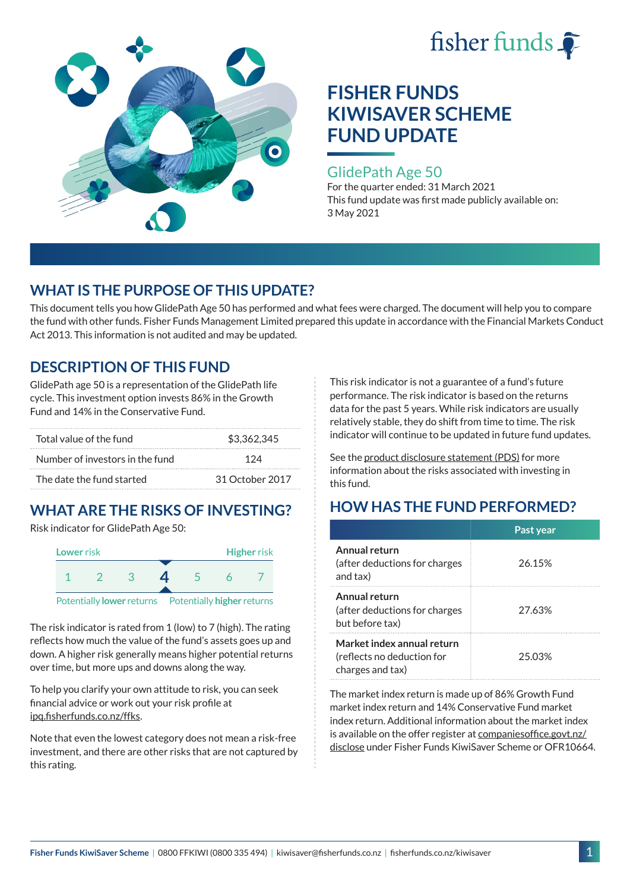fisher funds

# FISHER FUNDS KIWISAVER SCHEME FUND UPDATE

## GlidePath Age 50

For the quarter ended: 31 March 2021

This fund update was first made publicly available on: 3 May 2021

## WHAT IS THE PURPOSE OF THIS UPDATE?

This document tells you how GlidePath Age 50 has performed and what fees were charged. The document will help you to compare the fund with other funds. Fisher Funds Management Limited prepared this update in accordance with the Financial Markets Conduct Act 2013. This information is not audited and may be updated.

## DESCRIPTION OF THIS FUND

GlidePath age 50 is a representation of the GlidePath life cycle. This investment option invests 86% in the Growth Fund and 14% in the Conservative Fund.

| | |
|---|---|
| Total value of the fund | $3,362,345 |
| Number of investors in the fund | 124 |
| The date the fund started | 31 October 2017 |

## WHAT ARE THE RISKS OF INVESTING?

Risk indicator for GlidePath Age 50:

| Lower risk | | | | | | Higher risk |
|---|---|---|---|---|---|---|
| 1 | 2 | 3 | **4** | 5 | 6 | 7 |

Potentially **lower** returns — Potentially **higher** returns

The risk indicator is rated from 1 (low) to 7 (high). The rating reflects how much the value of the fund's assets goes up and down. A higher risk generally means higher potential returns over time, but more ups and downs along the way.

To help you clarify your own attitude to risk, you can seek financial advice or work out your risk profile at ipq.fisherfunds.co.nz/ffks.

Note that even the lowest category does not mean a risk-free investment, and there are other risks that are not captured by this rating.

This risk indicator is not a guarantee of a fund's future performance. The risk indicator is based on the returns data for the past 5 years. While risk indicators are usually relatively stable, they do shift from time to time. The risk indicator will continue to be updated in future fund updates.

See the product disclosure statement (PDS) for more information about the risks associated with investing in this fund.

## HOW HAS THE FUND PERFORMED?

| | Past year |
|---|---|
| **Annual return** (after deductions for charges and tax) | 26.15% |
| **Annual return** (after deductions for charges but before tax) | 27.63% |
| **Market index annual return** (reflects no deduction for charges and tax) | 25.03% |

The market index return is made up of 86% Growth Fund market index return and 14% Conservative Fund market index return. Additional information about the market index is available on the offer register at companiesoffice.govt.nz/disclose under Fisher Funds KiwiSaver Scheme or OFR10664.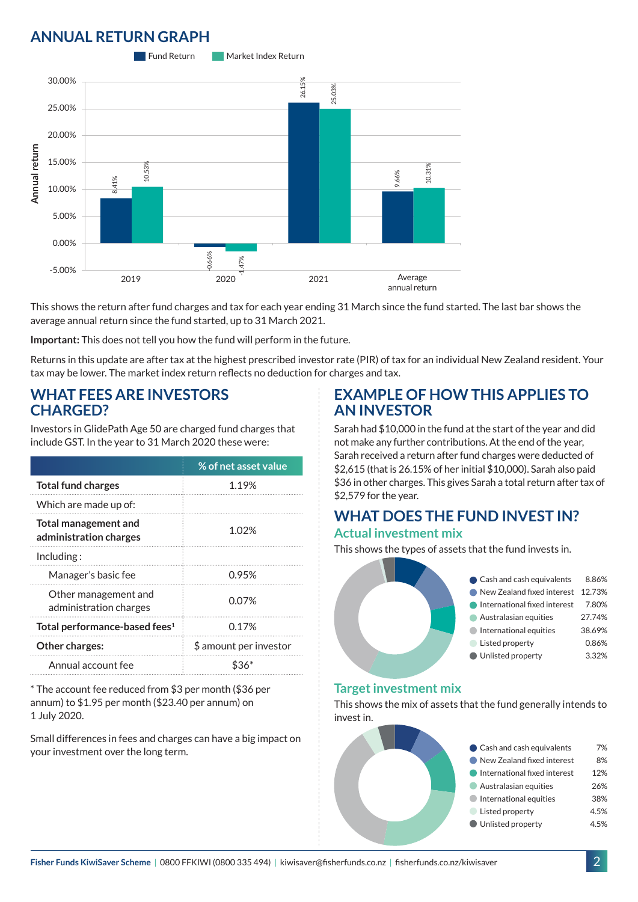## ANNUAL RETURN GRAPH

| | Fund Return | Market Index Return |
|---|---|---|
| 2019 | 8.41% | 10.53% |
| 2020 | -0.66% | -1.47% |
| 2021 | 26.15% | 25.03% |
| Average annual return | 9.66% | 10.31% |

This shows the return after fund charges and tax for each year ending 31 March since the fund started. The last bar shows the average annual return since the fund started, up to 31 March 2021.

**Important:** This does not tell you how the fund will perform in the future.

Returns in this update are after tax at the highest prescribed investor rate (PIR) of tax for an individual New Zealand resident. Your tax may be lower. The market index return reflects no deduction for charges and tax.

## WHAT FEES ARE INVESTORS CHARGED?

Investors in GlidePath Age 50 are charged fund charges that include GST. In the year to 31 March 2020 these were:

| | % of net asset value |
|---|---|
| **Total fund charges** | 1.19% |
| Which are made up of: | |
| **Total management and administration charges** | 1.02% |
| Including : | |
| Manager's basic fee | 0.95% |
| Other management and administration charges | 0.07% |
| **Total performance-based fees**[1] | 0.17% |
| **Other charges:** | $ amount per investor |
| Annual account fee | $36* |

* The account fee reduced from $3 per month ($36 per annum) to $1.95 per month ($23.40 per annum) on 1 July 2020.

Small differences in fees and charges can have a big impact on your investment over the long term.

## EXAMPLE OF HOW THIS APPLIES TO AN INVESTOR

Sarah had $10,000 in the fund at the start of the year and did not make any further contributions. At the end of the year, Sarah received a return after fund charges were deducted of $2,615 (that is 26.15% of her initial $10,000). Sarah also paid $36 in other charges. This gives Sarah a total return after tax of $2,579 for the year.

## WHAT DOES THE FUND INVEST IN?

### Actual investment mix

This shows the types of assets that the fund invests in.

| Asset | % |
|---|---|
| Cash and cash equivalents | 8.86% |
| New Zealand fixed interest | 12.73% |
| International fixed interest | 7.80% |
| Australasian equities | 27.74% |
| International equities | 38.69% |
| Listed property | 0.86% |
| Unlisted property | 3.32% |

### Target investment mix

This shows the mix of assets that the fund generally intends to invest in.

| Asset | % |
|---|---|
| Cash and cash equivalents | 7% |
| New Zealand fixed interest | 8% |
| International fixed interest | 12% |
| Australasian equities | 26% |
| International equities | 38% |
| Listed property | 4.5% |
| Unlisted property | 4.5% |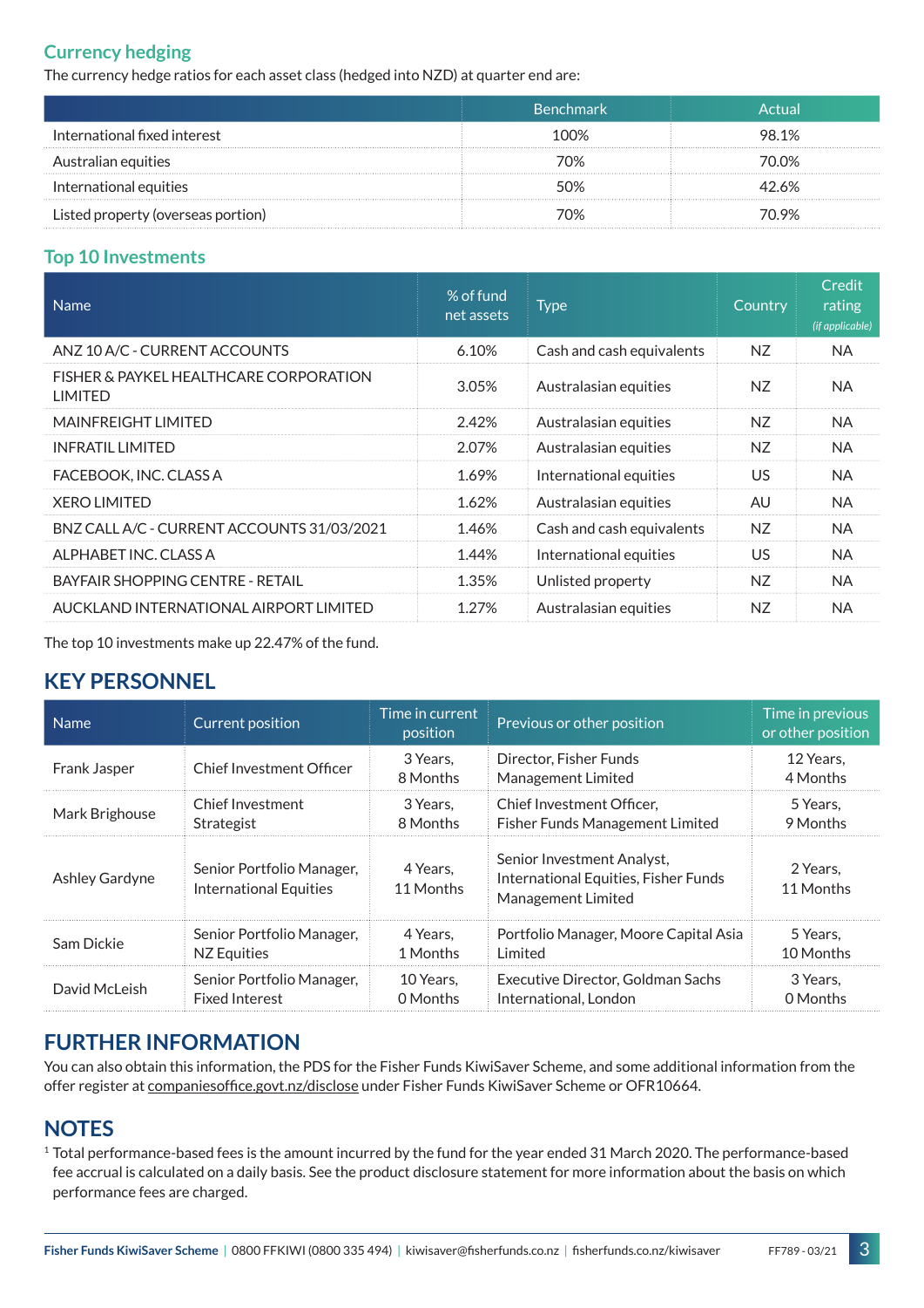## Currency hedging

The currency hedge ratios for each asset class (hedged into NZD) at quarter end are:

| | Benchmark | Actual |
|---|---|---|
| International fixed interest | 100% | 98.1% |
| Australian equities | 70% | 70.0% |
| International equities | 50% | 42.6% |
| Listed property (overseas portion) | 70% | 70.9% |

## Top 10 Investments

| Name | % of fund net assets | Type | Country | Credit rating *(if applicable)* |
|---|---|---|---|---|
| ANZ 10 A/C - CURRENT ACCOUNTS | 6.10% | Cash and cash equivalents | NZ | NA |
| FISHER & PAYKEL HEALTHCARE CORPORATION LIMITED | 3.05% | Australasian equities | NZ | NA |
| MAINFREIGHT LIMITED | 2.42% | Australasian equities | NZ | NA |
| INFRATIL LIMITED | 2.07% | Australasian equities | NZ | NA |
| FACEBOOK, INC. CLASS A | 1.69% | International equities | US | NA |
| XERO LIMITED | 1.62% | Australasian equities | AU | NA |
| BNZ CALL A/C - CURRENT ACCOUNTS 31/03/2021 | 1.46% | Cash and cash equivalents | NZ | NA |
| ALPHABET INC. CLASS A | 1.44% | International equities | US | NA |
| BAYFAIR SHOPPING CENTRE - RETAIL | 1.35% | Unlisted property | NZ | NA |
| AUCKLAND INTERNATIONAL AIRPORT LIMITED | 1.27% | Australasian equities | NZ | NA |

The top 10 investments make up 22.47% of the fund.

## KEY PERSONNEL

| Name | Current position | Time in current position | Previous or other position | Time in previous or other position |
|---|---|---|---|---|
| Frank Jasper | Chief Investment Officer | 3 Years, 8 Months | Director, Fisher Funds Management Limited | 12 Years, 4 Months |
| Mark Brighouse | Chief Investment Strategist | 3 Years, 8 Months | Chief Investment Officer, Fisher Funds Management Limited | 5 Years, 9 Months |
| Ashley Gardyne | Senior Portfolio Manager, International Equities | 4 Years, 11 Months | Senior Investment Analyst, International Equities, Fisher Funds Management Limited | 2 Years, 11 Months |
| Sam Dickie | Senior Portfolio Manager, NZ Equities | 4 Years, 1 Months | Portfolio Manager, Moore Capital Asia Limited | 5 Years, 10 Months |
| David McLeish | Senior Portfolio Manager, Fixed Interest | 10 Years, 0 Months | Executive Director, Goldman Sachs International, London | 3 Years, 0 Months |

## FURTHER INFORMATION

You can also obtain this information, the PDS for the Fisher Funds KiwiSaver Scheme, and some additional information from the offer register at companiesoffice.govt.nz/disclose under Fisher Funds KiwiSaver Scheme or OFR10664.

## NOTES

[1] Total performance-based fees is the amount incurred by the fund for the year ended 31 March 2020. The performance-based fee accrual is calculated on a daily basis. See the product disclosure statement for more information about the basis on which performance fees are charged.